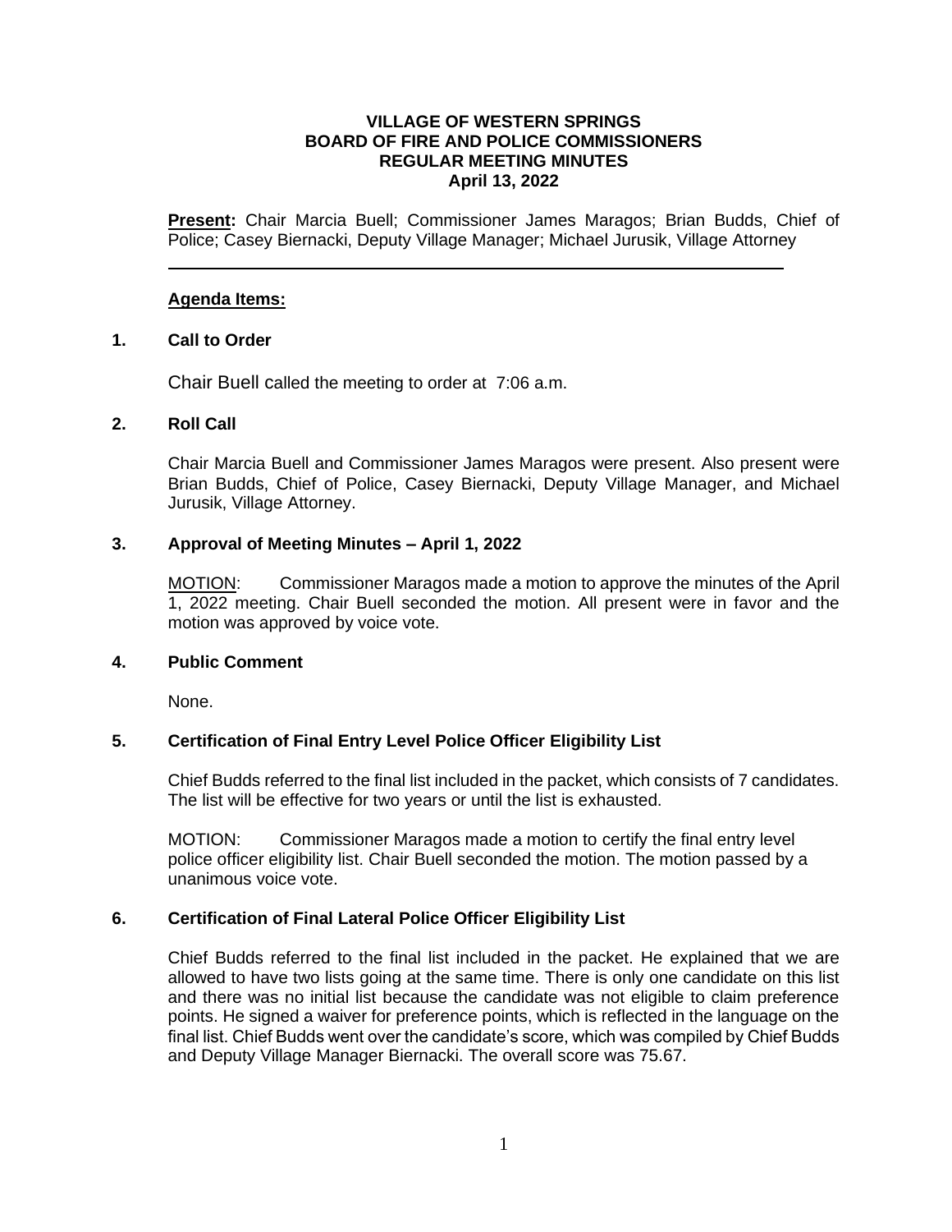**VILLAGE OF WESTERN SPRINGS**
**BOARD OF FIRE AND POLICE COMMISSIONERS**
**REGULAR MEETING MINUTES**
**April 13, 2022**

**Present:** Chair Marcia Buell; Commissioner James Maragos; Brian Budds, Chief of Police; Casey Biernacki, Deputy Village Manager; Michael Jurusik, Village Attorney

---

**Agenda Items:**

**1. Call to Order**

Chair Buell called the meeting to order at 7:06 a.m.

**2. Roll Call**

Chair Marcia Buell and Commissioner James Maragos were present. Also present were Brian Budds, Chief of Police, Casey Biernacki, Deputy Village Manager, and Michael Jurusik, Village Attorney.

**3. Approval of Meeting Minutes – April 1, 2022**

MOTION: Commissioner Maragos made a motion to approve the minutes of the April 1, 2022 meeting. Chair Buell seconded the motion. All present were in favor and the motion was approved by voice vote.

**4. Public Comment**

None.

**5. Certification of Final Entry Level Police Officer Eligibility List**

Chief Budds referred to the final list included in the packet, which consists of 7 candidates. The list will be effective for two years or until the list is exhausted.

MOTION: Commissioner Maragos made a motion to certify the final entry level police officer eligibility list. Chair Buell seconded the motion. The motion passed by a unanimous voice vote.

**6. Certification of Final Lateral Police Officer Eligibility List**

Chief Budds referred to the final list included in the packet. He explained that we are allowed to have two lists going at the same time. There is only one candidate on this list and there was no initial list because the candidate was not eligible to claim preference points. He signed a waiver for preference points, which is reflected in the language on the final list. Chief Budds went over the candidate's score, which was compiled by Chief Budds and Deputy Village Manager Biernacki. The overall score was 75.67.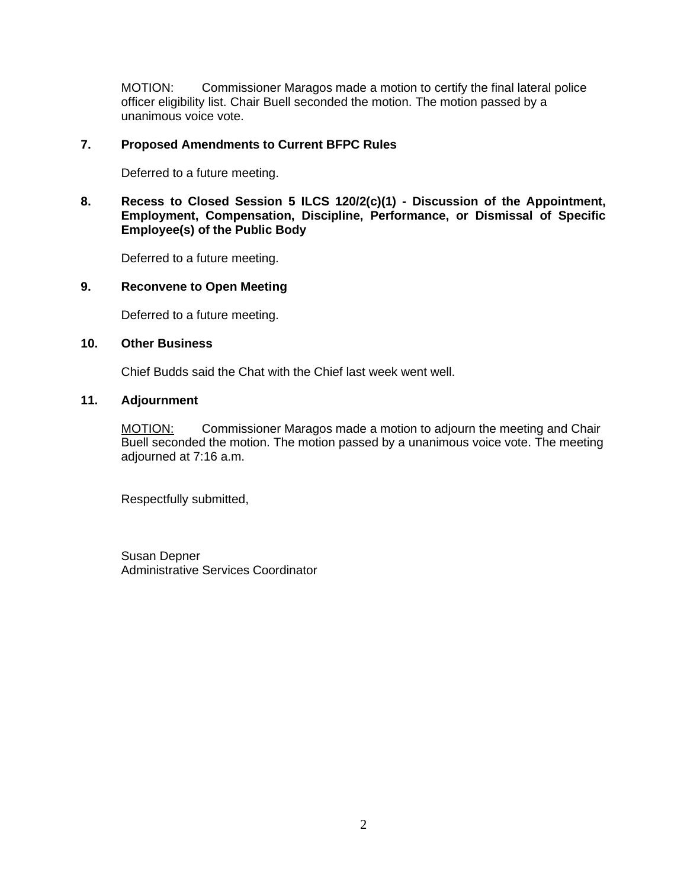MOTION: Commissioner Maragos made a motion to certify the final lateral police officer eligibility list. Chair Buell seconded the motion. The motion passed by a unanimous voice vote.

## 7. Proposed Amendments to Current BFPC Rules

Deferred to a future meeting.

## 8. Recess to Closed Session 5 ILCS 120/2(c)(1) - Discussion of the Appointment, Employment, Compensation, Discipline, Performance, or Dismissal of Specific Employee(s) of the Public Body

Deferred to a future meeting.

## 9. Reconvene to Open Meeting

Deferred to a future meeting.

## 10. Other Business

Chief Budds said the Chat with the Chief last week went well.

## 11. Adjournment

<u>MOTION:</u> Commissioner Maragos made a motion to adjourn the meeting and Chair Buell seconded the motion. The motion passed by a unanimous voice vote. The meeting adjourned at 7:16 a.m.

Respectfully submitted,

Susan Depner
Administrative Services Coordinator